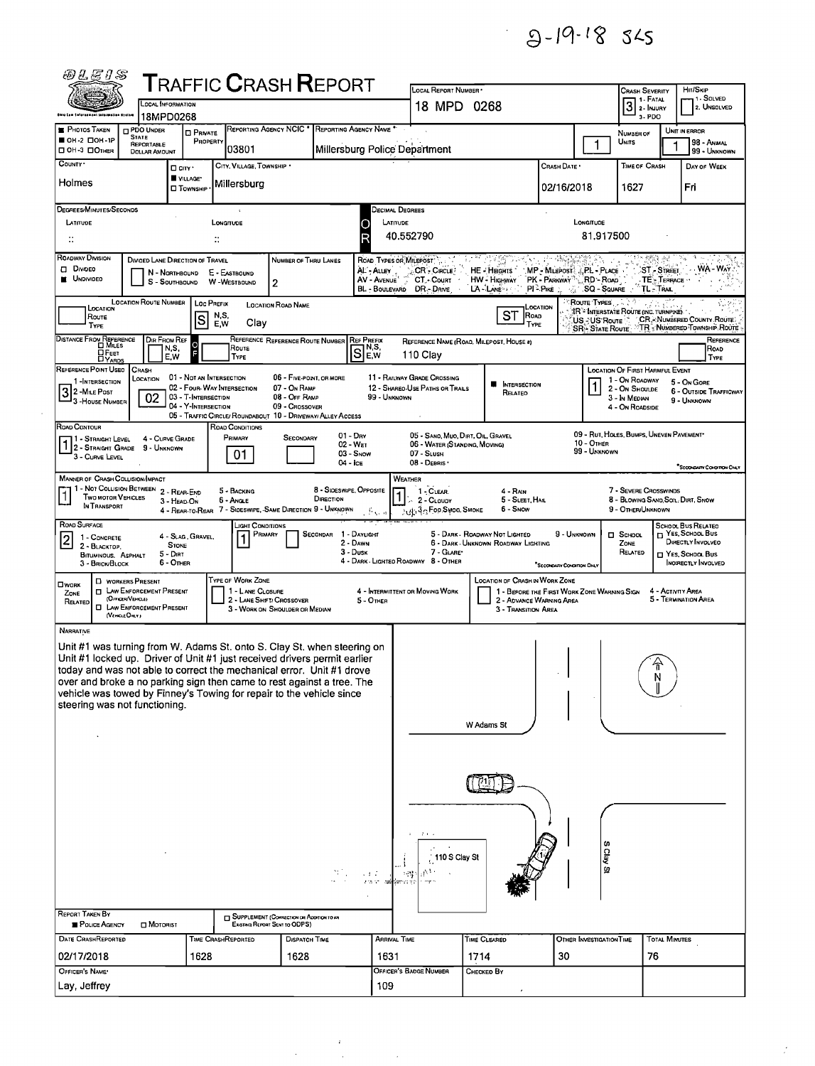2-19-18 SLS

# Traffic Crash Report

| Field | Value |
|---|---|
| Local Information | 18MPD0268 |
| Local Report Number | 18 MPD 0268 |
| Crash Severity (1 - Fatal, 2 - Injury, 3 - PDO) | 3 |
| Hit/Skip (1 - Solved, 2 - Unsolved) | |
| Photos Taken | OH-2 / OH-1P / OH-3 / Other |
| PDO Under State Reportable Dollar Amount | |
| Private Property | |
| Reporting Agency NCIC | 03801 |
| Reporting Agency Name | Millersburg Police Department |
| Number of Units | 1 |
| Unit in Error (98 - Animal, 99 - Unknown) | 1 |
| County | Holmes |
| City, Village, Township | Village: Millersburg |
| Crash Date | 02/16/2018 |
| Time of Crash | 1627 |
| Day of Week | Fri |
| Latitude (Decimal Degrees) | 40.552790 |
| Longitude (Decimal Degrees) | 81.917500 |

## Roadway

| Field | Value |
|---|---|
| Roadway Division | Undivided |
| Divided Lane Direction of Travel | N - Northbound, S - Southbound, E - Eastbound, W - Westbound |
| Number of Thru Lanes | 2 |
| Location Route Number | |
| Loc Prefix (N,S,E,W) | S |
| Location Road Name | Clay |
| Location Road Type | ST |
| Distance From Reference | |
| Dir From Ref (N,S,E,W) | |
| Reference Route Number | |
| Ref Prefix (N,S,E,W) | S |
| Reference Name (Road, Milepost, House #) | 110 Clay |
| Reference Point Used (1 - Intersection, 2 - Mile Post, 3 - House Number) | 3 |
| Crash Location | 02 |
| Intersection Related | ■ |
| Location of First Harmful Event | 1 |
| Road Contour | 1 |
| Road Conditions (Primary) | 01 |
| Manner of Crash Collision/Impact | 1 |
| Weather | 1 |
| Road Surface | 2 |
| Light Conditions (Primary) | 1 |

Road Types/Milepost: AL - Alley, AV - Avenue, BL - Boulevard, CR - Circle, CT - Court, DR - Drive, HE - Heights, HW - Highway, LA - Lane, MP - Milepost, PK - Parkway, PI - Pike, PL - Place, RD - Road, SQ - Square, ST - Street, TE - Terrace, TL - Trail, WA - Way

Route Types: IR - Interstate Route (Inc. Turnpike), US - US Route, SR - State Route, CR - Numbered County Route, TR - Numbered Township Route

Crash Location: 01 - Not an Intersection, 02 - Four-Way Intersection, 03 - T-Intersection, 04 - Y-Intersection, 05 - Traffic Circle/Roundabout, 06 - Five-Point, or More, 07 - On Ramp, 08 - Off Ramp, 09 - Crossover, 10 - Driveway/Alley Access, 11 - Railway Grade Crossing, 12 - Shared-Use Paths or Trails, 99 - Unknown

Location of First Harmful Event: 1 - On Roadway, 2 - On Shoulder, 3 - In Median, 4 - On Roadside, 5 - On Gore, 6 - Outside Trafficway, 9 - Unknown

Road Contour: 1 - Straight Level, 2 - Straight Grade, 3 - Curve Level, 4 - Curve Grade, 9 - Unknown

Road Conditions: 01 - Dry, 02 - Wet, 03 - Snow, 04 - Ice, 05 - Sand, Mud, Dirt, Oil, Gravel, 06 - Water (Standing, Moving), 07 - Slush, 08 - Debris*, 09 - Rut, Holes, Bumps, Uneven Pavement*, 10 - Other, 99 - Unknown (*Secondary Condition Only)

Manner of Crash Collision/Impact: 1 - Not Collision Between Two Motor Vehicles In Transport, 2 - Rear-End, 3 - Head-On, 4 - Rear-to-Rear, 5 - Backing, 6 - Angle, 7 - Sideswipe, Same Direction, 8 - Sideswipe, Opposite Direction, 9 - Unknown

Weather: 1 - Clear, 2 - Cloudy, 3 - Fog, Smog, Smoke, 4 - Rain, 5 - Sleet, Hail, 6 - Snow, 7 - Severe Crosswinds, 8 - Blowing Sand, Soil, Dirt, Snow, 9 - Other/Unknown

Road Surface: 1 - Concrete, 2 - Blacktop, Bituminous, Asphalt, 3 - Brick/Block, 4 - Slag, Gravel, Stone, 5 - Dirt, 6 - Other

Light Conditions: 1 - Daylight, 2 - Dawn, 3 - Dusk, 4 - Dark - Lighted Roadway, 5 - Dark - Roadway Not Lighted, 6 - Dark - Unknown Roadway Lighting, 7 - Glare*, 8 - Other, 9 - Unknown (*Secondary Condition Only)

School Zone Related: ☐ School Zone Related; ☐ Yes, School Bus Directly Involved; ☐ Yes, School Bus Indirectly Involved

Work Zone Related: ☐ Workers Present; ☐ Law Enforcement Present (Officer/Vehicle); ☐ Law Enforcement Present (Vehicle Only)

Type of Work Zone: 1 - Lane Closure, 2 - Lane Shift/Crossover, 3 - Work on Shoulder or Median, 4 - Intermittent or Moving Work, 5 - Other

Location of Crash in Work Zone: 1 - Before the First Work Zone Warning Sign, 2 - Advance Warning Area, 3 - Transition Area, 4 - Activity Area, 5 - Termination Area

## Narrative

Unit #1 was turning from W. Adams St. onto S. Clay St. when steering on Unit #1 locked up. Driver of Unit #1 just received drivers permit earlier today and was not able to correct the mechanical error. Unit #1 drove over and broke a no parking sign then came to rest against a tree. The vehicle was towed by Finney's Towing for repair to the vehicle since steering was not functioning.

Diagram labels: W Adams St; S Clay St; 110 S Clay St; N

## Report Information

| Field | Value |
|---|---|
| Report Taken By | ■ Police Agency ☐ Motorist |
| Supplement (Correction or Addition to an Existing Report Sent to ODPS) | ☐ |
| Date Crash Reported | 02/17/2018 |
| Time Crash Reported | 1628 |
| Dispatch Time | 1628 |
| Arrival Time | 1631 |
| Time Cleared | 1714 |
| Other Investigation Time | 30 |
| Total Minutes | 76 |
| Officer's Name | Lay, Jeffrey |
| Officer's Badge Number | 109 |
| Checked By | |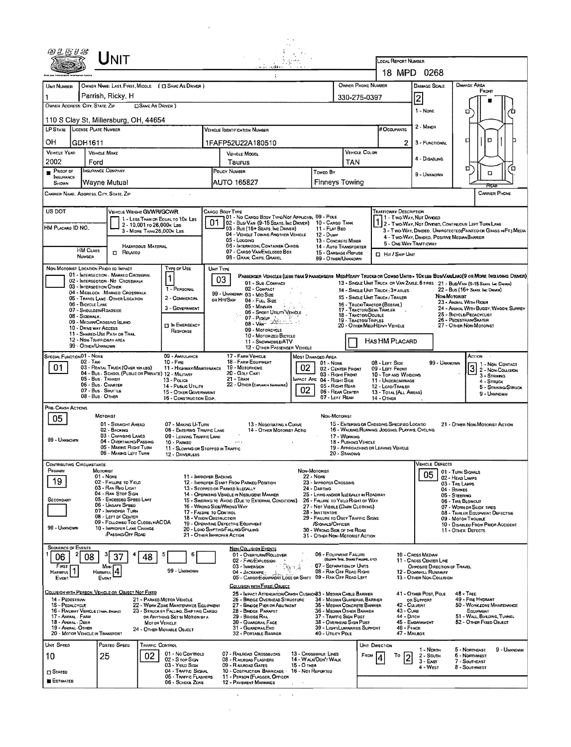# UNIT

**LOCAL REPORT NUMBER:** 18 MPD 0268

| Field | Value |
|---|---|
| UNIT NUMBER | 1 |
| OWNER NAME: LAST, FIRST, MIDDLE | Parrish, Ricky, H |
| OWNER PHONE NUMBER | 330-275-0397 |
| OWNER ADDRESS: CITY, STATE, ZIP | 110 S Clay St, Millersburg, OH, 44654 |
| LP STATE | OH |
| LICENSE PLATE NUMBER | GDH1611 |
| VEHICLE IDENTIFICATION NUMBER | 1FAFP52U22A180510 |
| # OCCUPANTS | 2 |
| VEHICLE YEAR | 2002 |
| VEHICLE MAKE | Ford |
| VEHICLE MODEL | Taurus |
| VEHICLE COLOR | TAN |
| PROOF OF INSURANCE SHOWN | ■ |
| INSURANCE COMPANY | Wayne Mutual |
| POLICY NUMBER | AUTO 165827 |
| TOWED BY | Finneys Towing |
| DAMAGE SCALE | 2 |
| CARRIER NAME, ADDRESS, CITY, STATE, ZIP | |
| CARRIER PHONE | |

**DAMAGE SCALE:** 1 - None; 2 - Minor; 3 - Functional; 4 - Disabling; 9 - Unknown

**DAMAGE AREA:** Front (marked)

| Field | Value |
|---|---|
| US DOT | |
| VEHICLE WEIGHT GVWR/GCWR | 1 - Less than or equal to 10k lbs; 2 - 10,001 to 26,000k lbs; 3 - More than 26,000k lbs |
| CARGO BODY TYPE | 01 |
| TRAFFICWAY DESCRIPTION | 1 |
| HM PLACARD ID NO. | |
| HM CLASS NUMBER | |
| HAZARDOUS MATERIAL | ☐ Related |
| HIT / SKIP UNIT | ☐ |

**CARGO BODY TYPE:** 01 - No Cargo Body Type/Not Applicable; 02 - Bus/Van (9-15 Seats, Inc Driver); 03 - Bus (16+ Seats, Inc Driver); 04 - Vehicle Towing Another Vehicle; 05 - Logging; 06 - Intermodal Container Chasis; 07 - Cargo Van/Enclosed Box; 08 - Grain, Chips, Gravel; 09 - Pole; 10 - Cargo Tank; 11 - Flat Bed; 12 - Dump; 13 - Concrete Mixer; 14 - Auto Transporter; 15 - Garbage/Refuse; 99 - Other/Unknown

**TRAFFICWAY DESCRIPTION:** 1 - Two-Way, Not Divided; 2 - Two-Way, Not Divided, Continuous Left Turn Lane; 3 - Two-Way, Divided, Unprotected(Painted or Grass >4Ft.) Media; 4 - Two-Way, Divided, Positive Median Barrier; 5 - One-Way Trafficway

| Field | Value |
|---|---|
| NON-MOTORIST LOCATION PRIOR TO IMPACT | |
| TYPE OF USE | 1 |
| UNIT TYPE | 03 |
| HAS HM PLACARD | ☐ |

**NON-MOTORIST LOCATION PRIOR TO IMPACT:** 01 - Intersection - Marked Crosswalk; 02 - Intersection - No Crosswalk; 03 - Intersection Other; 04 - Midblock - Marked Crosswalk; 05 - Travel Lane - Other Location; 06 - Bicycle Lane; 07 - Shoulder/Roadside; 08 - Sidewalk; 09 - Median/Crossing Island; 10 - Drive way Access; 11 - Shared-Use Path or Trail; 12 - Non-Trafficway Area; 99 - Other/Unknown

**TYPE OF USE:** 1 - Personal; 2 - Commercial; 3 - Government; ☐ In Emergency Response

**UNIT TYPE:** Passenger Vehicles (less than 9 passengers): 01 - Sub-Compact; 02 - Compact; 99 - Unknown 03 - Mid Size; or Hit/Skip 04 - Full Size; 05 - Minivan; 06 - Sport Utility Vehicle; 07 - Pickup; 08 - Van; 09 - Motorcycle; 10 - Motorized Bicycle; 11 - Snowmobile/ATV; 12 - Other Passenger Vehicle. Med/Heavy Trucks or Combo Units > 10k lbs Bus/Van/Limo (9 or More Including Driver): 13 - Single Unit Truck or Van 2axle, 6 tires; 14 - Single Unit Truck: 3+ axles; 15 - Single Unit Truck / Trailer; 16 - Truck/Tractor (Bobtail); 17 - Tractor/Semi-Trailer; 18 - Tractor/Double; 19 - Tractor/Triples; 20 - Other Med/Heavy Vehicle; 21 - Bus/Van (9-15 Seats, Inc Driver); 22 - Bus (16+ Seats, Inc Driver). Non-Motorist: 23 - Animal With Rider; 24 - Animal With Buggy, Wagon, Surrey; 25 - Bicycle/Pedacyclist; 26 - Pedestrian/Skater; 27 - Other Non-Motorist

| Field | Value |
|---|---|
| SPECIAL FUNCTION | 01 |
| MOST DAMAGED AREA | 02 |
| IMPACT ARE | 02 |
| ACTION | 3 |

**SPECIAL FUNCTION:** 01 - None; 02 - Taxi; 03 - Rental Truck (Over 10k lbs); 04 - Bus - School (Public or Private); 05 - Bus - Transit; 06 - Bus - Charter; 07 - Bus - Shuttle; 08 - Bus - Other; 09 - Ambulance; 10 - Fire; 11 - Highway/Maintenance; 12 - Military; 13 - Police; 14 - Public Utility; 15 - Other Government; 16 - Construction Eqip.; 17 - Farm Vehicle; 18 - Farm Equipment; 19 - Motorhome; 20 - Golf Cart; 21 - Train; 22 - Other (Explain in Narrative)

**MOST DAMAGED AREA:** 01 - None; 02 - Center Front; 03 - Right Front; 04 - Right Side; 05 - Right Rear; 06 - Rear Center; 07 - Left Rear; 08 - Left Side; 09 - Left Front; 10 - Top and Windows; 11 - Undercarriage; 12 - Load/Trailer; 13 - Total (All Areas); 14 - Other; 99 - Unknown

**ACTION:** 1 - Non-Contact; 2 - Non-Collision; 3 - Striking; 4 - Struck; 5 - Striking/Struck; 9 - Unknown

**PRE-CRASH ACTIONS:** 05

Motorist: 01 - Straight Ahead; 02 - Backing; 03 - Changing Lanes; 04 - Overtaking/Passing; 05 - Making Right Turn; 06 - Making Left Turn; 07 - Making U-Turn; 08 - Entering Traffic Lane; 09 - Leaving Traffic Lane; 10 - Parked; 11 - Slowing or Stopped in Traffic; 12 - Driverless; 13 - Negotiating a Curve; 14 - Other Motorist Actio; 99 - Unknown

Non-Motorist: 15 - Entering or Crossing Specified Locatio; 16 - Walking, Running, Jogging, Playing, Cycling; 17 - Working; 18 - Pushing Vehicle; 19 - Approaching or Leaving Vehicle; 20 - Standing; 21 - Other Non-Motorist Action

**CONTRIBUTING CIRCUMSTANCE:** Primary: 19; Secondary: (blank)

Motorist: 01 - None; 02 - Failure to Yield; 03 - Ran Red Light; 04 - Ran Stop Sign; 05 - Exceeded Speed Limit; 06 - Unsafe Speed; 07 - Improper Turn; 08 - Left of Center; 09 - Followed Too Closely/ACDA; 10 - Improper Lane Change /Passing/Off Road; 11 - Improper Backing; 12 - Improper Start From Parked Position; 13 - Stopped or Parked Illegally; 14 - Operating Vehicle in Negligent Manner; 15 - Swering to Avoid (Due to External Conditions); 16 - Wrong Side/Wrong Way; 17 - Failure to Control; 18 - Vision Obstruction; 19 - Operating Defective Equipment; 20 - Load Shifting/Falling/Spilling; 21 - Other Improper Action; 99 - Unknown

Non-Motorist: 22 - None; 23 - Improper Crossing; 24 - Darting; 25 - Lying and/or Illegally in Roadway; 26 - Failure to Yield Right of Way; 27 - Not Visible (Dark Clothing); 28 - Inattentive; 29 - Failure to Obey Traffic Signs /Signals/Officer; 30 - Wrong Side of the Road; 31 - Other Non-Motorist Action

**VEHICLE DEFECTS:** 05

01 - Turn Signals; 02 - Head Lamps; 03 - Tail Lamps; 04 - Brakes; 05 - Steering; 06 - Tire Blowout; 07 - Worn or Slick Tires; 08 - Trailer Equipment Defective; 09 - Motor Trouble; 10 - Disabled From Prior Accident; 11 - Other Defects

**SEQUENCE OF EVENTS:** 1: 06; 2: 08; 3: 37; 4: 48; 5: ; 6: ; First Harmful Event: 1; Most Harmful Event: 4

99 - Unknown

Non-Collision Events: 01 - Overturn/Rollover; 02 - Fire/Explosion; 03 - Immersion; 04 - Jackknife; 05 - Cargo/Equipment Loss or Shift; 06 - Equipment Failure (Blown Tire, Brake Failure, etc); 07 - Separation of Units; 08 - Ran Off Road Right; 09 - Ran Off Road Left; 10 - Cross Median; 11 - Cross Center Line Opposite Direction of Travel; 12 - Downhill Runaway; 13 - Other Non-Collision

Collision with Person, Vehicle or Object Not Fixed: 14 - Pedestrian; 15 - Pedalcycle; 16 - Railway Vehicle (Train, Engine); 17 - Animal - Farm; 18 - Animal - Deer; 19 - Animal - Other; 20 - Motor Vehicle in Transport; 21 - Parked Motor Vehicle; 22 - Work Zone Maintenance Equipment; 23 - Struck by Falling, Shifting Cargo or Anything Set in Motion by a Motor Vehicle; 24 - Other Movable Object

Collision with Fixed Object: 25 - Impact Attenuator/Crash Cushion; 26 - Bridge Overhead Structure; 27 - Bridge Pier or Abutment; 28 - Bridge Parapet; 29 - Bridge Rail; 30 - Guardrail Face; 31 - Guardrail End; 32 - Portable Barrier; 33 - Median Cable Barrier; 34 - Median Guardrail Barrier; 35 - Median Concrete Barrier; 36 - Median Other Barrier; 37 - Traffic Sign Post; 38 - Overhead Sign Post; 39 - Light/Luminaries Support; 40 - Utility Pole; 41 - Other Post, Pole or Support; 42 - Culvert; 43 - Curb; 44 - Ditch; 45 - Embankment; 46 - Fence; 47 - Mailbox; 48 - Tree; 49 - Fire Hydrant; 50 - Work Zone Maintenance Equipment; 51 - Wall, Building, Tunnel; 52 - Other Fixed Object

| Field | Value |
|---|---|
| UNIT SPEED | 10 |
| POSTED SPEED | 25 |
| TRAFFIC CONTROL | 02 |
| UNIT DIRECTION FROM | 4 |
| UNIT DIRECTION TO | 2 |
| STATED / ESTIMATED | ■ Estimated |

**TRAFFIC CONTROL:** 01 - No Controls; 02 - Stop Sign; 03 - Yield Sign; 04 - Traffic Signal; 05 - Traffic Flashers; 06 - School Zone; 07 - Railroad Crossbucks; 08 - Railroad Flashers; 09 - Railroad Gates; 10 - Costruction Barricade; 11 - Person (Flagger, Officer); 12 - Pavement Markings; 13 - Crosswalk Lines; 14 - Walk/Don't Walk; 15 - Other; 16 - Not Reported

**UNIT DIRECTION:** 1 - North; 2 - South; 3 - East; 4 - West; 5 - Northeast; 6 - Northwest; 7 - Southeast; 8 - Southwest; 9 - Unknown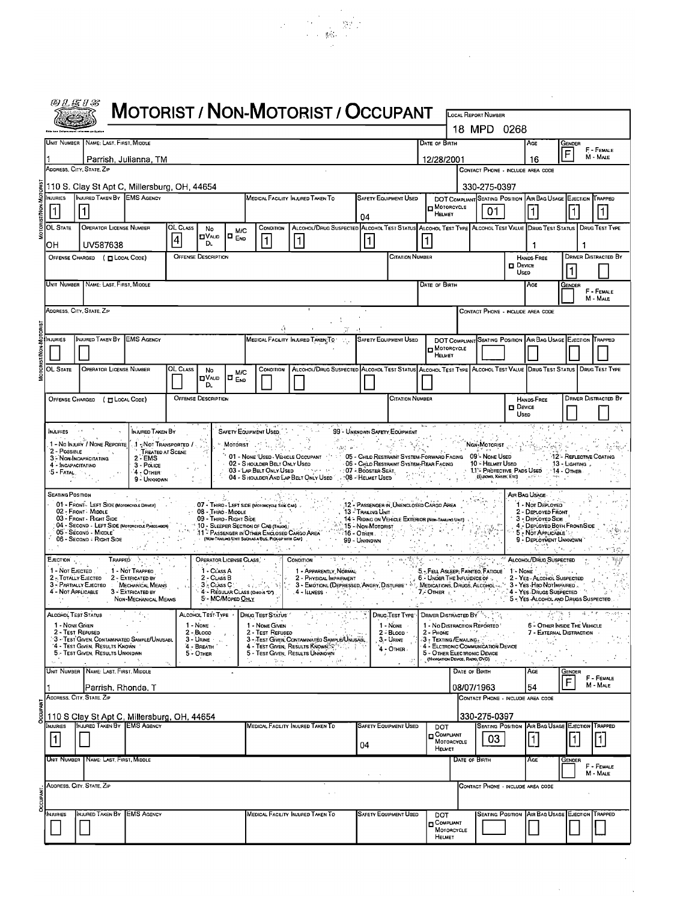# MOTORIST / NON-MOTORIST / OCCUPANT

**LOCAL REPORT NUMBER:** 18 MPD 0268

## MOTORIST/NON-MOTORIST

| UNIT NUMBER | NAME: LAST, FIRST, MIDDLE | DATE OF BIRTH | AGE | GENDER |
|---|---|---|---|---|
| 1 | Parrish, Julianna, TM | 12/28/2001 | 16 | F |

**ADDRESS, CITY, STATE, ZIP:** 110 S. Clay St Apt C, Millersburg, OH, 44654
**CONTACT PHONE - INCLUDE AREA CODE:** 330-275-0397

| INJURIES | INJURED TAKEN BY | EMS AGENCY | MEDICAL FACILITY INJURED TAKEN TO | SAFETY EQUIPMENT USED | DOT COMPLIANT MOTORCYCLE HELMET | SEATING POSITION | AIR BAG USAGE | EJECTION | TRAPPED |
|---|---|---|---|---|---|---|---|---|---|
| 1 | 1 | | | 04 | | 01 | 1 | 1 | 1 |

| OL STATE | OPERATOR LICENSE NUMBER | OL CLASS | NO VALID DL | M/C END | CONDITION | ALCOHOL/DRUG SUSPECTED | ALCOHOL TEST STATUS | ALCOHOL TEST TYPE | ALCOHOL TEST VALUE | DRUG TEST STATUS | DRUG TEST TYPE |
|---|---|---|---|---|---|---|---|---|---|---|---|
| OH | UV587638 | 4 | | | 1 | 1 | 1 | 1 | | 1 | 1 |

| OFFENSE CHARGED (LOCAL CODE) | OFFENSE DESCRIPTION | CITATION NUMBER | HANDS-FREE DEVICE USED | DRIVER DISTRACTED BY |
|---|---|---|---|---|
| | | | | 1 |

## MOTORIST/NON-MOTORIST

| UNIT NUMBER | NAME: LAST, FIRST, MIDDLE | DATE OF BIRTH | AGE | GENDER |
|---|---|---|---|---|
| | | | | |

**ADDRESS, CITY, STATE, ZIP:**
**CONTACT PHONE - INCLUDE AREA CODE:**

| INJURIES | INJURED TAKEN BY | EMS AGENCY | MEDICAL FACILITY INJURED TAKEN TO | SAFETY EQUIPMENT USED | DOT COMPLIANT MOTORCYCLE HELMET | SEATING POSITION | AIR BAG USAGE | EJECTION | TRAPPED |
|---|---|---|---|---|---|---|---|---|---|
| | | | | | | | | | |

| OL STATE | OPERATOR LICENSE NUMBER | OL CLASS | NO VALID DL | M/C END | CONDITION | ALCOHOL/DRUG SUSPECTED | ALCOHOL TEST STATUS | ALCOHOL TEST TYPE | ALCOHOL TEST VALUE | DRUG TEST STATUS | DRUG TEST TYPE |
|---|---|---|---|---|---|---|---|---|---|---|---|
| | | | | | | | | | | | |

| OFFENSE CHARGED (LOCAL CODE) | OFFENSE DESCRIPTION | CITATION NUMBER | HANDS-FREE DEVICE USED | DRIVER DISTRACTED BY |
|---|---|---|---|---|
| | | | | |

## Codes

**INJURIES:** 1 - No Injury / None Reported; 2 - Possible; 3 - Non-Incapacitating; 4 - Incapacitating; 5 - Fatal

**INJURED TAKEN BY:** 1 - Not Transported / Treated at Scene; 2 - EMS; 3 - Police; 4 - Other; 9 - Unknown

**SAFETY EQUIPMENT USED:** 99 - Unknown Safety Equipment
- Motorist: 01 - None Used - Vehicle Occupant; 02 - Shoulder Belt Only Used; 03 - Lap Belt Only Used; 04 - Shoulder and Lap Belt Only Used; 05 - Child Restraint System-Forward Facing; 06 - Child Restraint System-Rear Facing; 07 - Booster Seat; 08 - Helmet Used
- Non-Motorist: 09 - None Used; 10 - Helmet Used; 11 - Protective Pads Used (Elbows, Knees, Etc); 12 - Reflective Coating; 13 - Lighting; 14 - Other

**SEATING POSITION:** 01 - Front - Left Side (Motorcycle Driver); 02 - Front - Middle; 03 - Front - Right Side; 04 - Second - Left Side (Motorcycle Passenger); 05 - Second - Middle; 06 - Second - Right Side; 07 - Third - Left Side (Motorcycle Side Car); 08 - Third - Middle; 09 - Third - Right Side; 10 - Sleeper Section of Cab (Truck); 11 - Passenger in Other Enclosed Cargo Area (Non-Trailing Unit Such as a Bus, Pickup with Cap); 12 - Passenger in Unenclosed Cargo Area; 13 - Trailing Unit; 14 - Riding on Vehicle Exterior (Non-Trailing Unit); 15 - Non-Motorist; 16 - Other; 99 - Unknown

**AIR BAG USAGE:** 1 - Not Deployed; 2 - Deployed Front; 3 - Deployed Side; 4 - Deployed Both Front/Side; 5 - Not Applicable; 9 - Deployment Unknown

**EJECTION:** 1 - Not Ejected; 2 - Totally Ejected; 3 - Partially Ejected; 4 - Not Applicable

**TRAPPED:** 1 - Not Trapped; 2 - Extricated by Mechanical Means; 3 - Extricated by Non-Mechanical Means

**OPERATOR LICENSE CLASS:** 1 - Class A; 2 - Class B; 3 - Class C; 4 - Regular Class (Ohio is "D"); 5 - MC/Moped Only

**CONDITION:** 1 - Apparently Normal; 2 - Physical Impairment; 3 - Emotional (Depressed, Angry, Disturbed); 4 - Illness; 5 - Fell Asleep, Fainted, Fatigue; 6 - Under the Influence of Medications, Drugs, Alcohol; 7 - Other

**ALCOHOL/DRUG SUSPECTED:** 1 - None; 2 - Yes - Alcohol Suspected; 3 - Yes - HBD Not Impaired; 4 - Yes - Drugs Suspected; 5 - Yes - Alcohol and Drugs Suspected

**ALCOHOL TEST STATUS:** 1 - None Given; 2 - Test Refused; 3 - Test Given, Contaminated Sample/Unusable; 4 - Test Given, Results Known; 5 - Test Given, Results Unknown

**ALCOHOL TEST TYPE:** 1 - None; 2 - Blood; 3 - Urine; 4 - Breath; 5 - Other

**DRUG TEST STATUS:** 1 - None Given; 2 - Test Refused; 3 - Test Given, Contaminated Sample/Unusable; 4 - Test Given, Results Known; 5 - Test Given, Results Unknown

**DRUG TEST TYPE:** 1 - None; 2 - Blood; 3 - Urine; 4 - Other

**DRIVER DISTRACTED BY:** 1 - No Distraction Reported; 2 - Phone; 3 - Texting/Emailing; 4 - Electronic Communication Device; 5 - Other Electronic Device (Navigation Device, Radio, DVD); 6 - Other Inside the Vehicle; 7 - External Distraction

## OCCUPANT

| UNIT NUMBER | NAME: LAST, FIRST, MIDDLE | DATE OF BIRTH | AGE | GENDER |
|---|---|---|---|---|
| 1 | Parrish, Rhonda, T | 08/07/1963 | 54 | F |

**ADDRESS, CITY, STATE, ZIP:** 110 S Clay St Apt C, Millersburg, OH, 44654
**CONTACT PHONE - INCLUDE AREA CODE:** 330-275-0397

| INJURIES | INJURED TAKEN BY | EMS AGENCY | MEDICAL FACILITY INJURED TAKEN TO | SAFETY EQUIPMENT USED | DOT COMPLIANT MOTORCYCLE HELMET | SEATING POSITION | AIR BAG USAGE | EJECTION | TRAPPED |
|---|---|---|---|---|---|---|---|---|---|
| 1 | | | | 04 | | 03 | 1 | 1 | 1 |

## OCCUPANT

| UNIT NUMBER | NAME: LAST, FIRST, MIDDLE | DATE OF BIRTH | AGE | GENDER |
|---|---|---|---|---|
| | | | | |

**ADDRESS, CITY, STATE, ZIP:**
**CONTACT PHONE - INCLUDE AREA CODE:**

| INJURIES | INJURED TAKEN BY | EMS AGENCY | MEDICAL FACILITY INJURED TAKEN TO | SAFETY EQUIPMENT USED | DOT COMPLIANT MOTORCYCLE HELMET | SEATING POSITION | AIR BAG USAGE | EJECTION | TRAPPED |
|---|---|---|---|---|---|---|---|---|---|
| | | | | | | | | | |